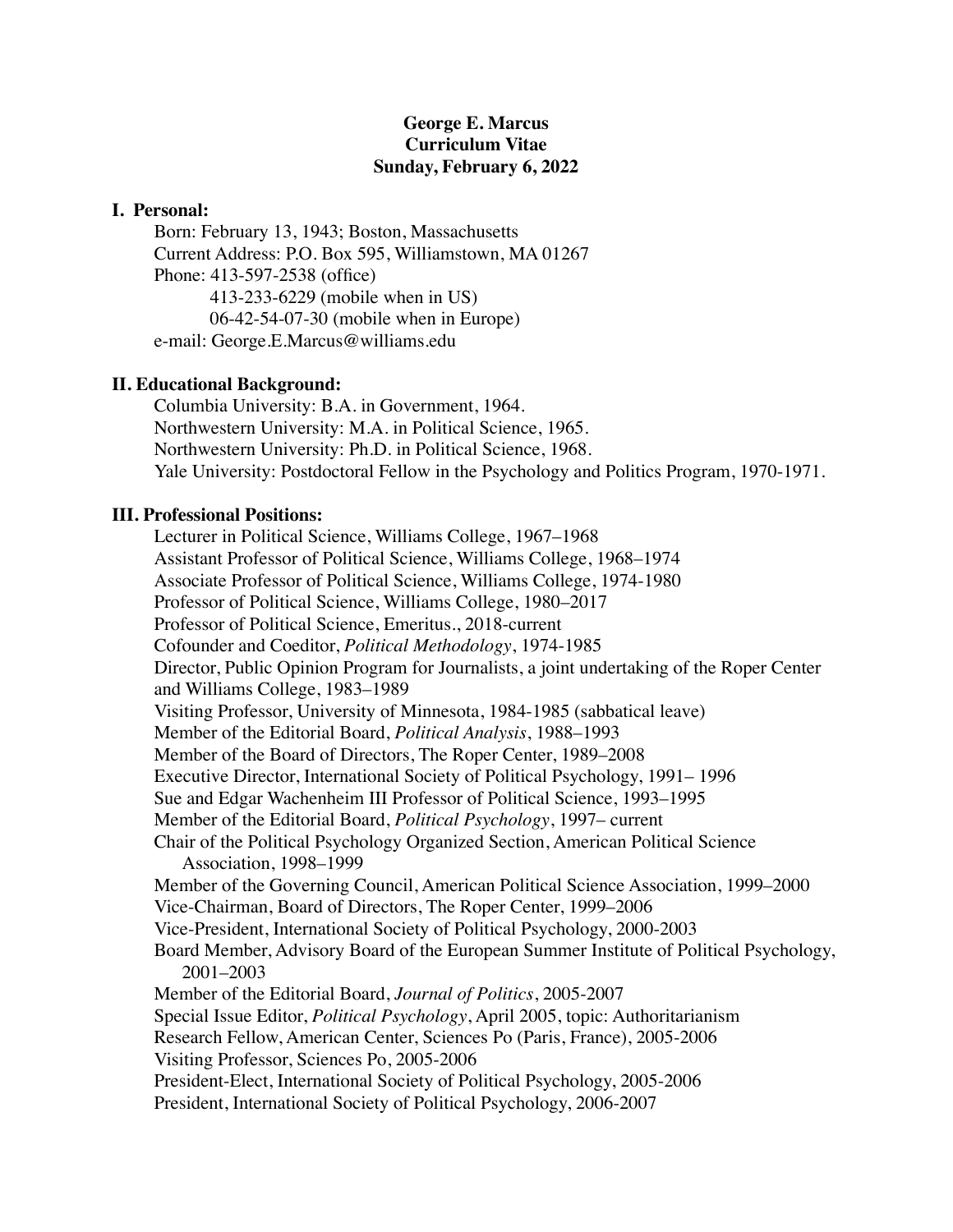# George E. Marcus
# Curriculum Vitae
# Sunday, February 6, 2022

## I. Personal:

Born: February 13, 1943; Boston, Massachusetts
Current Address: P.O. Box 595, Williamstown, MA 01267
Phone: 413-597-2538 (office)
    413-233-6229 (mobile when in US)
    06-42-54-07-30 (mobile when in Europe)
e-mail: George.E.Marcus@williams.edu

## II. Educational Background:

Columbia University: B.A. in Government, 1964.
Northwestern University: M.A. in Political Science, 1965.
Northwestern University: Ph.D. in Political Science, 1968.
Yale University: Postdoctoral Fellow in the Psychology and Politics Program, 1970-1971.

## III. Professional Positions:

Lecturer in Political Science, Williams College, 1967–1968
Assistant Professor of Political Science, Williams College, 1968–1974
Associate Professor of Political Science, Williams College, 1974-1980
Professor of Political Science, Williams College, 1980–2017
Professor of Political Science, Emeritus., 2018-current
Cofounder and Coeditor, *Political Methodology*, 1974-1985
Director, Public Opinion Program for Journalists, a joint undertaking of the Roper Center and Williams College, 1983–1989
Visiting Professor, University of Minnesota, 1984-1985 (sabbatical leave)
Member of the Editorial Board, *Political Analysis*, 1988–1993
Member of the Board of Directors, The Roper Center, 1989–2008
Executive Director, International Society of Political Psychology, 1991– 1996
Sue and Edgar Wachenheim III Professor of Political Science, 1993–1995
Member of the Editorial Board, *Political Psychology*, 1997– current
Chair of the Political Psychology Organized Section, American Political Science Association, 1998–1999
Member of the Governing Council, American Political Science Association, 1999–2000
Vice-Chairman, Board of Directors, The Roper Center, 1999–2006
Vice-President, International Society of Political Psychology, 2000-2003
Board Member, Advisory Board of the European Summer Institute of Political Psychology, 2001–2003
Member of the Editorial Board, *Journal of Politics*, 2005-2007
Special Issue Editor, *Political Psychology*, April 2005, topic: Authoritarianism
Research Fellow, American Center, Sciences Po (Paris, France), 2005-2006
Visiting Professor, Sciences Po, 2005-2006
President-Elect, International Society of Political Psychology, 2005-2006
President, International Society of Political Psychology, 2006-2007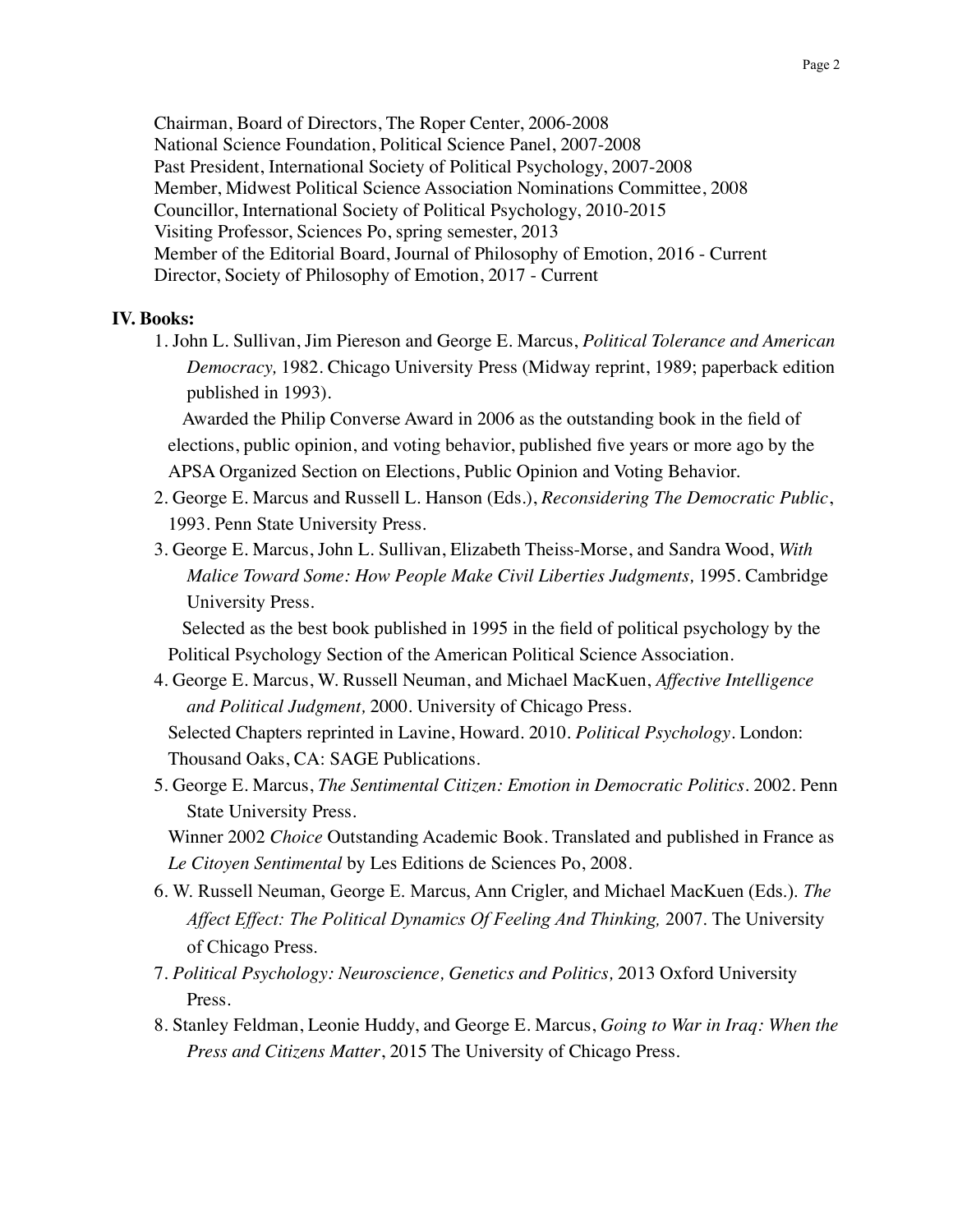Chairman, Board of Directors, The Roper Center, 2006-2008
National Science Foundation, Political Science Panel, 2007-2008
Past President, International Society of Political Psychology, 2007-2008
Member, Midwest Political Science Association Nominations Committee, 2008
Councillor, International Society of Political Psychology, 2010-2015
Visiting Professor, Sciences Po, spring semester, 2013
Member of the Editorial Board, Journal of Philosophy of Emotion, 2016 - Current
Director, Society of Philosophy of Emotion, 2017 - Current

## IV. Books:

1. John L. Sullivan, Jim Piereson and George E. Marcus, *Political Tolerance and American Democracy,* 1982. Chicago University Press (Midway reprint, 1989; paperback edition published in 1993).

   Awarded the Philip Converse Award in 2006 as the outstanding book in the field of elections, public opinion, and voting behavior, published five years or more ago by the APSA Organized Section on Elections, Public Opinion and Voting Behavior.

2. George E. Marcus and Russell L. Hanson (Eds.), *Reconsidering The Democratic Public*, 1993. Penn State University Press.

3. George E. Marcus, John L. Sullivan, Elizabeth Theiss-Morse, and Sandra Wood, *With Malice Toward Some: How People Make Civil Liberties Judgments,* 1995. Cambridge University Press.

   Selected as the best book published in 1995 in the field of political psychology by the Political Psychology Section of the American Political Science Association.

4. George E. Marcus, W. Russell Neuman, and Michael MacKuen, *Affective Intelligence and Political Judgment,* 2000. University of Chicago Press.

   Selected Chapters reprinted in Lavine, Howard. 2010. *Political Psychology*. London: Thousand Oaks, CA: SAGE Publications.

5. George E. Marcus, *The Sentimental Citizen: Emotion in Democratic Politics*. 2002. Penn State University Press.

   Winner 2002 *Choice* Outstanding Academic Book. Translated and published in France as *Le Citoyen Sentimental* by Les Editions de Sciences Po, 2008.

6. W. Russell Neuman, George E. Marcus, Ann Crigler, and Michael MacKuen (Eds.). *The Affect Effect: The Political Dynamics Of Feeling And Thinking,* 2007. The University of Chicago Press.

7. *Political Psychology: Neuroscience, Genetics and Politics,* 2013 Oxford University Press.

8. Stanley Feldman, Leonie Huddy, and George E. Marcus, *Going to War in Iraq: When the Press and Citizens Matter*, 2015 The University of Chicago Press.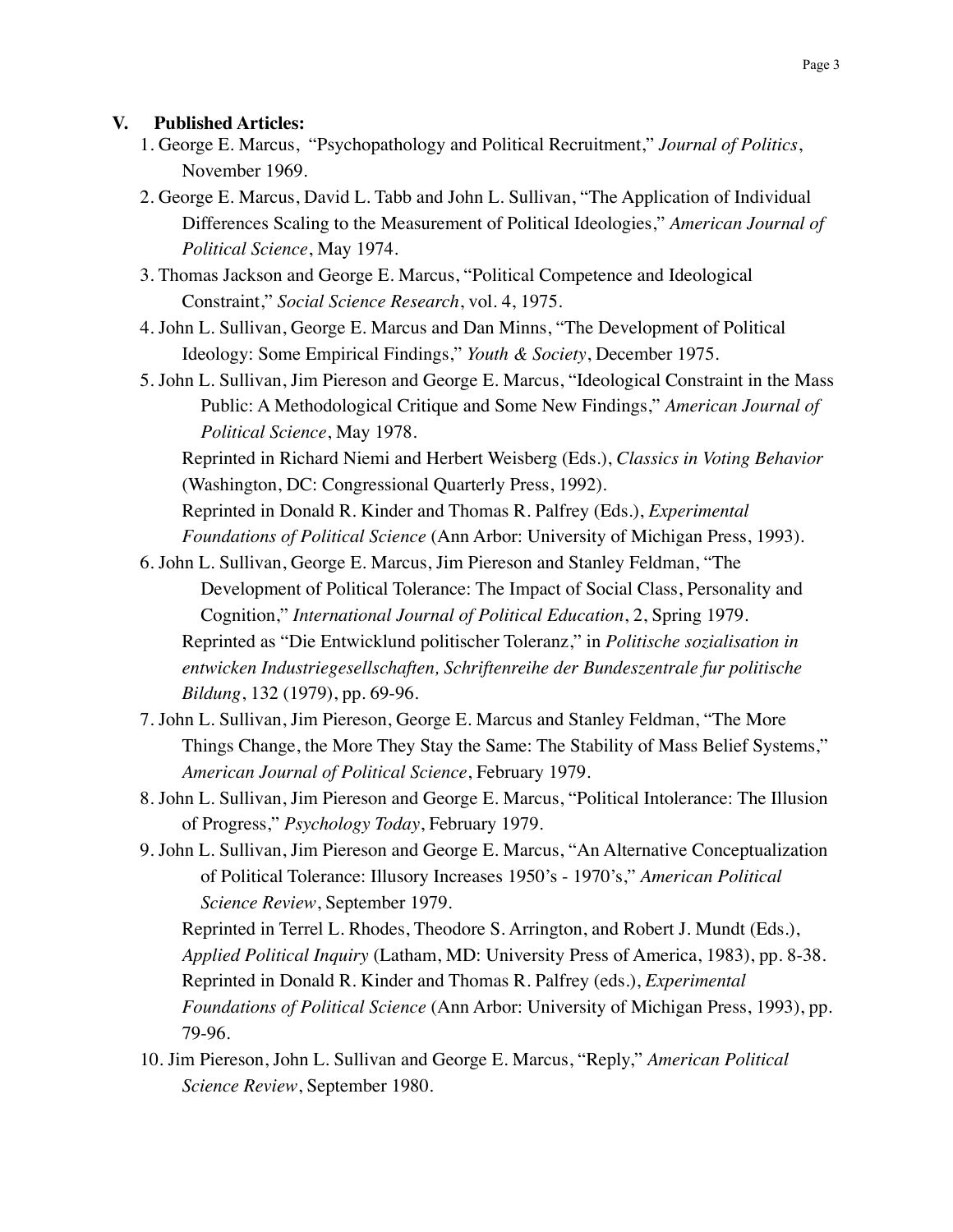## V. Published Articles:

1. George E. Marcus, "Psychopathology and Political Recruitment," *Journal of Politics*, November 1969.
2. George E. Marcus, David L. Tabb and John L. Sullivan, "The Application of Individual Differences Scaling to the Measurement of Political Ideologies," *American Journal of Political Science*, May 1974.
3. Thomas Jackson and George E. Marcus, "Political Competence and Ideological Constraint," *Social Science Research*, vol. 4, 1975.
4. John L. Sullivan, George E. Marcus and Dan Minns, "The Development of Political Ideology: Some Empirical Findings," *Youth & Society*, December 1975.
5. John L. Sullivan, Jim Piereson and George E. Marcus, "Ideological Constraint in the Mass Public: A Methodological Critique and Some New Findings," *American Journal of Political Science*, May 1978.
   Reprinted in Richard Niemi and Herbert Weisberg (Eds.), *Classics in Voting Behavior* (Washington, DC: Congressional Quarterly Press, 1992).
   Reprinted in Donald R. Kinder and Thomas R. Palfrey (Eds.), *Experimental Foundations of Political Science* (Ann Arbor: University of Michigan Press, 1993).
6. John L. Sullivan, George E. Marcus, Jim Piereson and Stanley Feldman, "The Development of Political Tolerance: The Impact of Social Class, Personality and Cognition," *International Journal of Political Education*, 2, Spring 1979.
   Reprinted as "Die Entwicklund politischer Toleranz," in *Politische sozialisation in entwicken Industriegesellschaften, Schriftenreihe der Bundeszentrale fur politische Bildung*, 132 (1979), pp. 69-96.
7. John L. Sullivan, Jim Piereson, George E. Marcus and Stanley Feldman, "The More Things Change, the More They Stay the Same: The Stability of Mass Belief Systems," *American Journal of Political Science*, February 1979.
8. John L. Sullivan, Jim Piereson and George E. Marcus, "Political Intolerance: The Illusion of Progress," *Psychology Today*, February 1979.
9. John L. Sullivan, Jim Piereson and George E. Marcus, "An Alternative Conceptualization of Political Tolerance: Illusory Increases 1950's - 1970's," *American Political Science Review*, September 1979.
   Reprinted in Terrel L. Rhodes, Theodore S. Arrington, and Robert J. Mundt (Eds.), *Applied Political Inquiry* (Latham, MD: University Press of America, 1983), pp. 8-38.
   Reprinted in Donald R. Kinder and Thomas R. Palfrey (eds.), *Experimental Foundations of Political Science* (Ann Arbor: University of Michigan Press, 1993), pp. 79-96.
10. Jim Piereson, John L. Sullivan and George E. Marcus, "Reply," *American Political Science Review*, September 1980.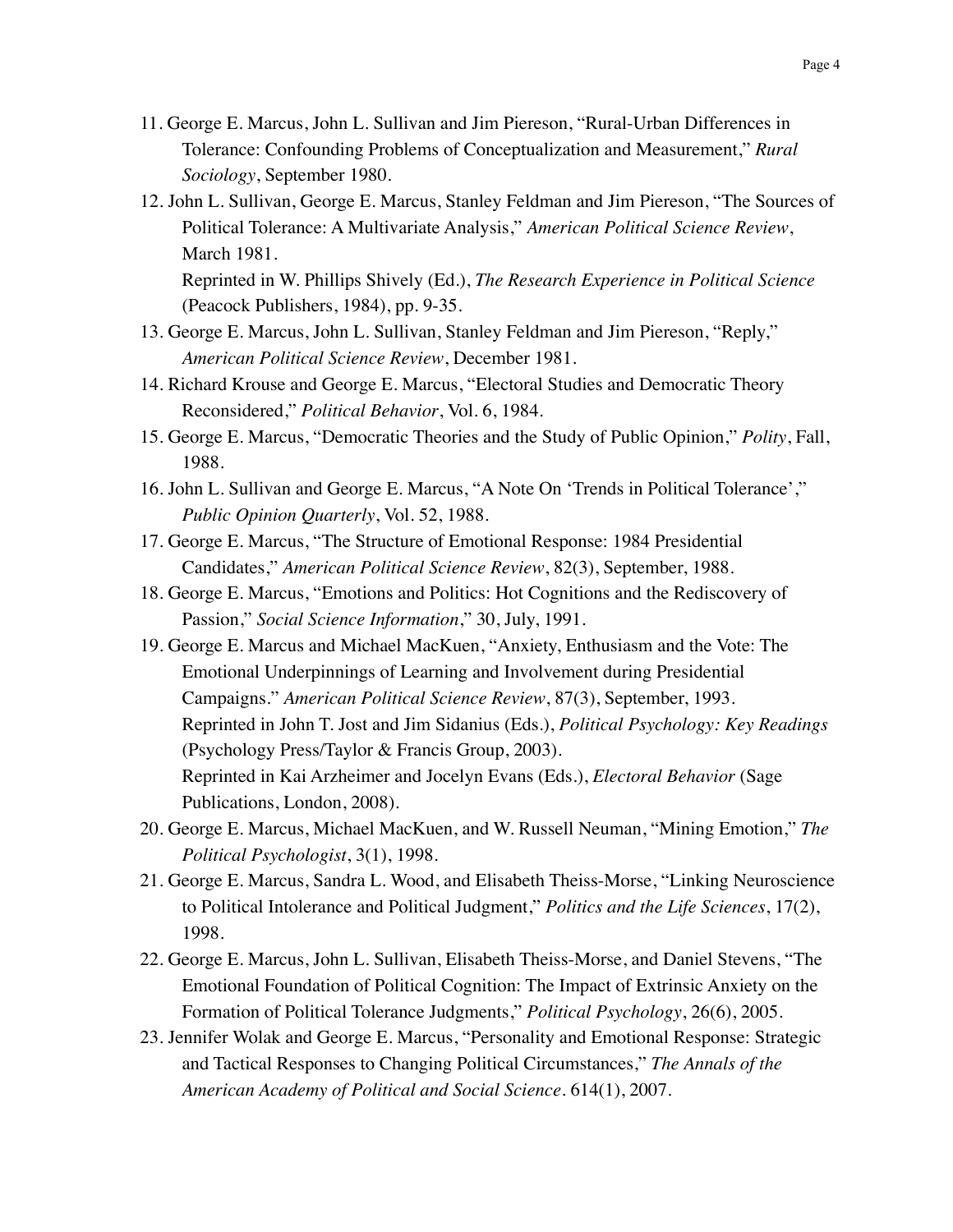11. George E. Marcus, John L. Sullivan and Jim Piereson, "Rural-Urban Differences in Tolerance: Confounding Problems of Conceptualization and Measurement," *Rural Sociology*, September 1980.
12. John L. Sullivan, George E. Marcus, Stanley Feldman and Jim Piereson, "The Sources of Political Tolerance: A Multivariate Analysis," *American Political Science Review*, March 1981.
    Reprinted in W. Phillips Shively (Ed.), *The Research Experience in Political Science* (Peacock Publishers, 1984), pp. 9-35.
13. George E. Marcus, John L. Sullivan, Stanley Feldman and Jim Piereson, "Reply," *American Political Science Review*, December 1981.
14. Richard Krouse and George E. Marcus, "Electoral Studies and Democratic Theory Reconsidered," *Political Behavior*, Vol. 6, 1984.
15. George E. Marcus, "Democratic Theories and the Study of Public Opinion," *Polity*, Fall, 1988.
16. John L. Sullivan and George E. Marcus, "A Note On 'Trends in Political Tolerance'," *Public Opinion Quarterly*, Vol. 52, 1988.
17. George E. Marcus, "The Structure of Emotional Response: 1984 Presidential Candidates," *American Political Science Review*, 82(3), September, 1988.
18. George E. Marcus, "Emotions and Politics: Hot Cognitions and the Rediscovery of Passion," *Social Science Information*," 30, July, 1991.
19. George E. Marcus and Michael MacKuen, "Anxiety, Enthusiasm and the Vote: The Emotional Underpinnings of Learning and Involvement during Presidential Campaigns." *American Political Science Review*, 87(3), September, 1993.
    Reprinted in John T. Jost and Jim Sidanius (Eds.), *Political Psychology: Key Readings* (Psychology Press/Taylor & Francis Group, 2003).
    Reprinted in Kai Arzheimer and Jocelyn Evans (Eds.), *Electoral Behavior* (Sage Publications, London, 2008).
20. George E. Marcus, Michael MacKuen, and W. Russell Neuman, "Mining Emotion," *The Political Psychologist*, 3(1), 1998.
21. George E. Marcus, Sandra L. Wood, and Elisabeth Theiss-Morse, "Linking Neuroscience to Political Intolerance and Political Judgment," *Politics and the Life Sciences*, 17(2), 1998.
22. George E. Marcus, John L. Sullivan, Elisabeth Theiss-Morse, and Daniel Stevens, "The Emotional Foundation of Political Cognition: The Impact of Extrinsic Anxiety on the Formation of Political Tolerance Judgments," *Political Psychology*, 26(6), 2005.
23. Jennifer Wolak and George E. Marcus, "Personality and Emotional Response: Strategic and Tactical Responses to Changing Political Circumstances," *The Annals of the American Academy of Political and Social Science*. 614(1), 2007.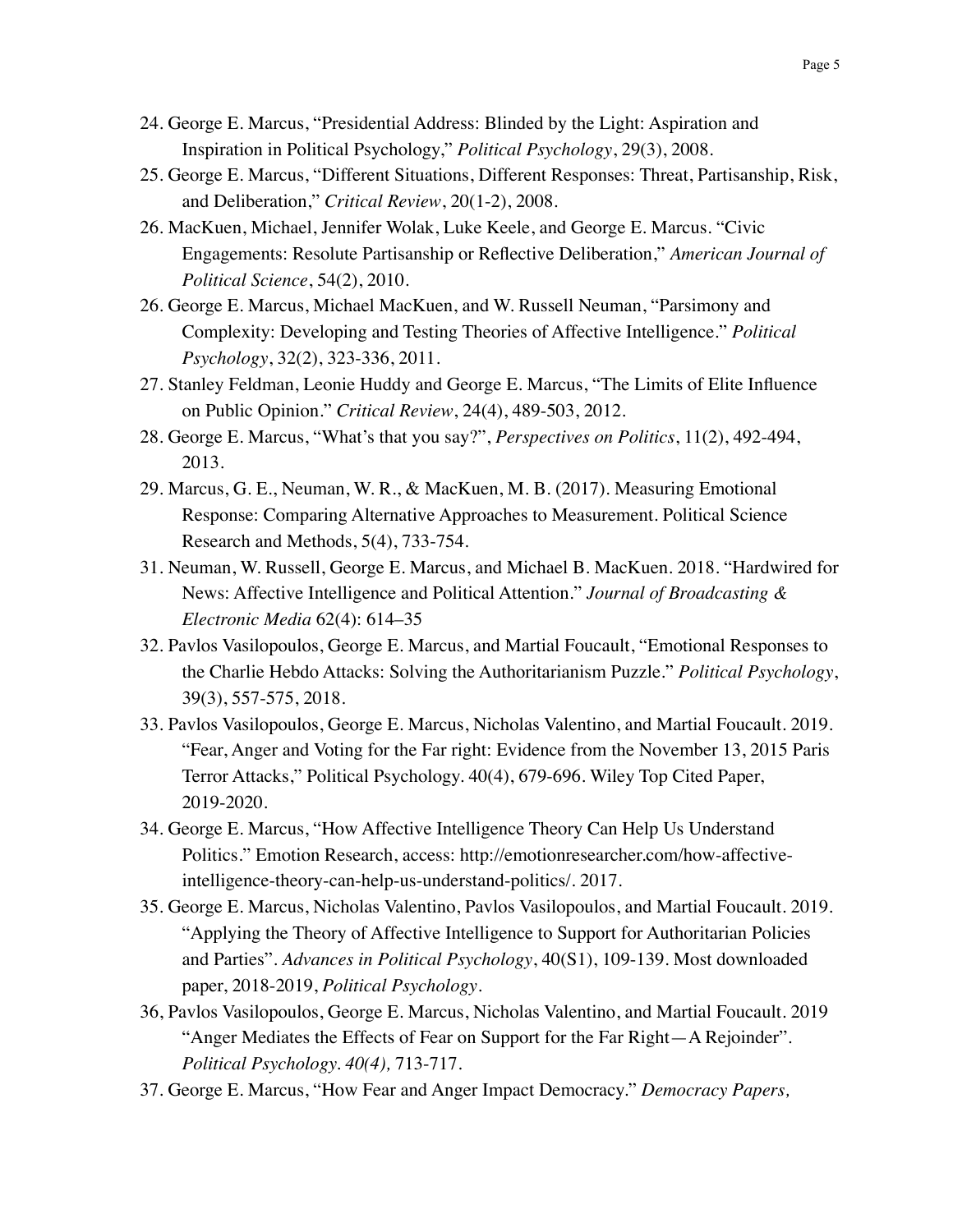24. George E. Marcus, "Presidential Address: Blinded by the Light: Aspiration and Inspiration in Political Psychology," *Political Psychology*, 29(3), 2008.
25. George E. Marcus, "Different Situations, Different Responses: Threat, Partisanship, Risk, and Deliberation," *Critical Review*, 20(1-2), 2008.
26. MacKuen, Michael, Jennifer Wolak, Luke Keele, and George E. Marcus. "Civic Engagements: Resolute Partisanship or Reflective Deliberation," *American Journal of Political Science*, 54(2), 2010.
26. George E. Marcus, Michael MacKuen, and W. Russell Neuman, "Parsimony and Complexity: Developing and Testing Theories of Affective Intelligence." *Political Psychology*, 32(2), 323-336, 2011.
27. Stanley Feldman, Leonie Huddy and George E. Marcus, "The Limits of Elite Influence on Public Opinion." *Critical Review*, 24(4), 489-503, 2012.
28. George E. Marcus, "What's that you say?", *Perspectives on Politics*, 11(2), 492-494, 2013.
29. Marcus, G. E., Neuman, W. R., & MacKuen, M. B. (2017). Measuring Emotional Response: Comparing Alternative Approaches to Measurement. Political Science Research and Methods, 5(4), 733-754.
31. Neuman, W. Russell, George E. Marcus, and Michael B. MacKuen. 2018. "Hardwired for News: Affective Intelligence and Political Attention." *Journal of Broadcasting & Electronic Media* 62(4): 614–35
32. Pavlos Vasilopoulos, George E. Marcus, and Martial Foucault, "Emotional Responses to the Charlie Hebdo Attacks: Solving the Authoritarianism Puzzle." *Political Psychology*, 39(3), 557-575, 2018.
33. Pavlos Vasilopoulos, George E. Marcus, Nicholas Valentino, and Martial Foucault. 2019. "Fear, Anger and Voting for the Far right: Evidence from the November 13, 2015 Paris Terror Attacks," Political Psychology. 40(4), 679-696. Wiley Top Cited Paper, 2019-2020.
34. George E. Marcus, "How Affective Intelligence Theory Can Help Us Understand Politics." Emotion Research, access: http://emotionresearcher.com/how-affective-intelligence-theory-can-help-us-understand-politics/. 2017.
35. George E. Marcus, Nicholas Valentino, Pavlos Vasilopoulos, and Martial Foucault. 2019. "Applying the Theory of Affective Intelligence to Support for Authoritarian Policies and Parties". *Advances in Political Psychology*, 40(S1), 109-139. Most downloaded paper, 2018-2019, *Political Psychology*.
36, Pavlos Vasilopoulos, George E. Marcus, Nicholas Valentino, and Martial Foucault. 2019 "Anger Mediates the Effects of Fear on Support for the Far Right—A Rejoinder". *Political Psychology. 40(4),* 713-717.
37. George E. Marcus, "How Fear and Anger Impact Democracy." *Democracy Papers,*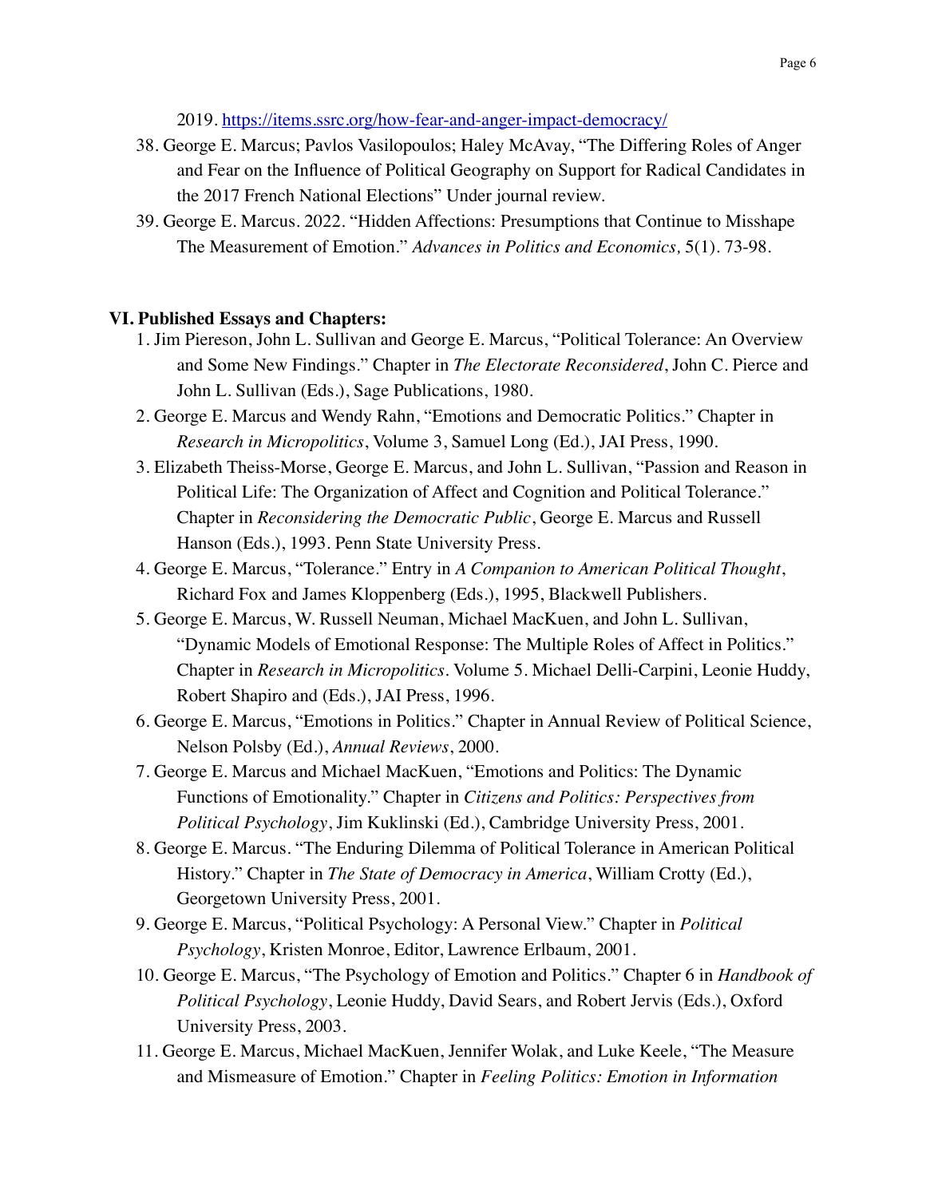2019. https://items.ssrc.org/how-fear-and-anger-impact-democracy/

38. George E. Marcus; Pavlos Vasilopoulos; Haley McAvay, "The Differing Roles of Anger and Fear on the Influence of Political Geography on Support for Radical Candidates in the 2017 French National Elections" Under journal review.
39. George E. Marcus. 2022. "Hidden Affections: Presumptions that Continue to Misshape The Measurement of Emotion." *Advances in Politics and Economics,* 5(1). 73-98.

### VI. Published Essays and Chapters:

1. Jim Piereson, John L. Sullivan and George E. Marcus, "Political Tolerance: An Overview and Some New Findings." Chapter in *The Electorate Reconsidered*, John C. Pierce and John L. Sullivan (Eds.), Sage Publications, 1980.
2. George E. Marcus and Wendy Rahn, "Emotions and Democratic Politics." Chapter in *Research in Micropolitics*, Volume 3, Samuel Long (Ed.), JAI Press, 1990.
3. Elizabeth Theiss-Morse, George E. Marcus, and John L. Sullivan, "Passion and Reason in Political Life: The Organization of Affect and Cognition and Political Tolerance." Chapter in *Reconsidering the Democratic Public*, George E. Marcus and Russell Hanson (Eds.), 1993. Penn State University Press.
4. George E. Marcus, "Tolerance." Entry in *A Companion to American Political Thought*, Richard Fox and James Kloppenberg (Eds.), 1995, Blackwell Publishers.
5. George E. Marcus, W. Russell Neuman, Michael MacKuen, and John L. Sullivan, "Dynamic Models of Emotional Response: The Multiple Roles of Affect in Politics." Chapter in *Research in Micropolitics*. Volume 5. Michael Delli-Carpini, Leonie Huddy, Robert Shapiro and (Eds.), JAI Press, 1996.
6. George E. Marcus, "Emotions in Politics." Chapter in Annual Review of Political Science, Nelson Polsby (Ed.), *Annual Reviews*, 2000.
7. George E. Marcus and Michael MacKuen, "Emotions and Politics: The Dynamic Functions of Emotionality." Chapter in *Citizens and Politics: Perspectives from Political Psychology*, Jim Kuklinski (Ed.), Cambridge University Press, 2001.
8. George E. Marcus. "The Enduring Dilemma of Political Tolerance in American Political History." Chapter in *The State of Democracy in America*, William Crotty (Ed.), Georgetown University Press, 2001.
9. George E. Marcus, "Political Psychology: A Personal View." Chapter in *Political Psychology*, Kristen Monroe, Editor, Lawrence Erlbaum, 2001.
10. George E. Marcus, "The Psychology of Emotion and Politics." Chapter 6 in *Handbook of Political Psychology*, Leonie Huddy, David Sears, and Robert Jervis (Eds.), Oxford University Press, 2003.
11. George E. Marcus, Michael MacKuen, Jennifer Wolak, and Luke Keele, "The Measure and Mismeasure of Emotion." Chapter in *Feeling Politics: Emotion in Information*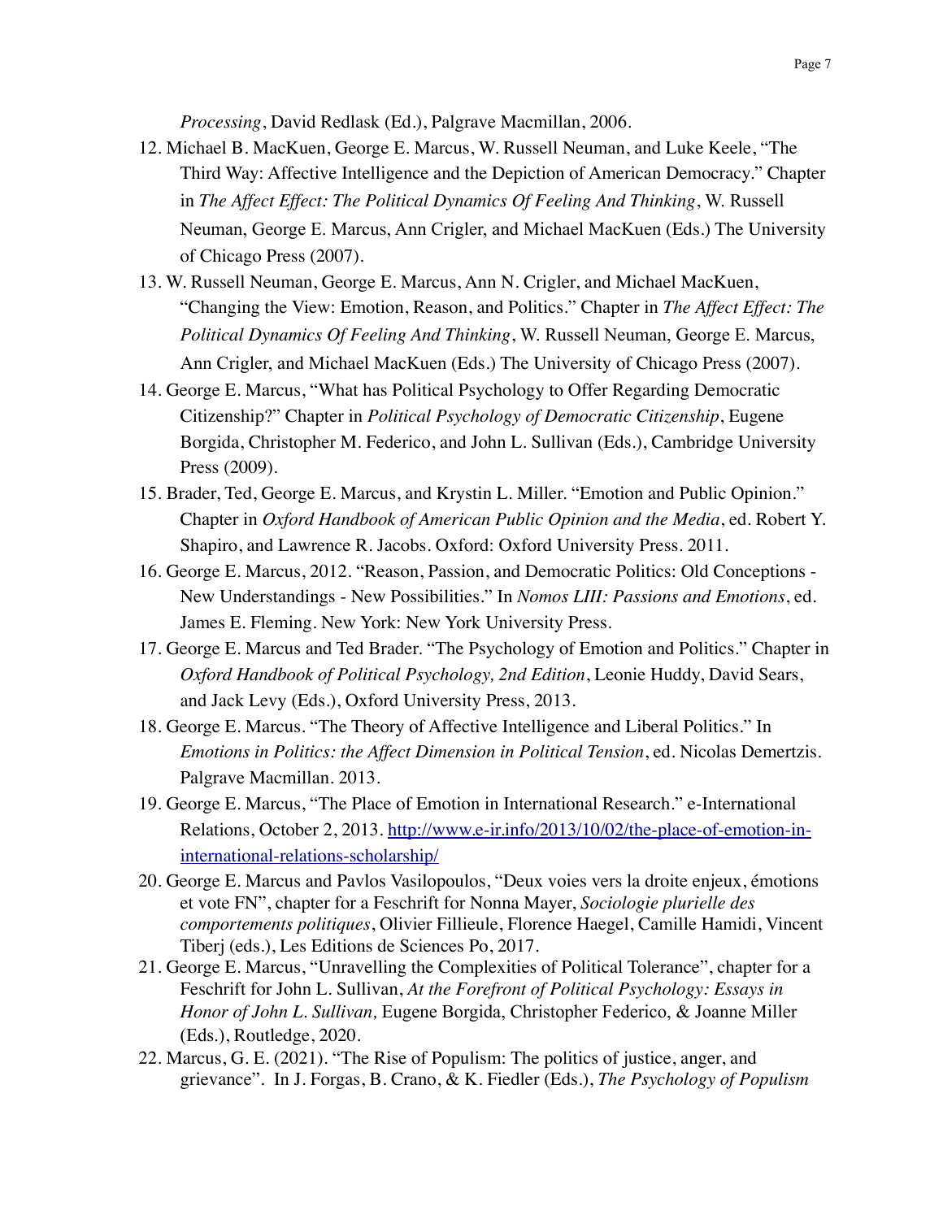*Processing*, David Redlask (Ed.), Palgrave Macmillan, 2006.

12. Michael B. MacKuen, George E. Marcus, W. Russell Neuman, and Luke Keele, "The Third Way: Affective Intelligence and the Depiction of American Democracy." Chapter in *The Affect Effect: The Political Dynamics Of Feeling And Thinking*, W. Russell Neuman, George E. Marcus, Ann Crigler, and Michael MacKuen (Eds.) The University of Chicago Press (2007).
13. W. Russell Neuman, George E. Marcus, Ann N. Crigler, and Michael MacKuen, "Changing the View: Emotion, Reason, and Politics." Chapter in *The Affect Effect: The Political Dynamics Of Feeling And Thinking*, W. Russell Neuman, George E. Marcus, Ann Crigler, and Michael MacKuen (Eds.) The University of Chicago Press (2007).
14. George E. Marcus, "What has Political Psychology to Offer Regarding Democratic Citizenship?" Chapter in *Political Psychology of Democratic Citizenship*, Eugene Borgida, Christopher M. Federico, and John L. Sullivan (Eds.), Cambridge University Press (2009).
15. Brader, Ted, George E. Marcus, and Krystin L. Miller. "Emotion and Public Opinion." Chapter in *Oxford Handbook of American Public Opinion and the Media*, ed. Robert Y. Shapiro, and Lawrence R. Jacobs. Oxford: Oxford University Press. 2011.
16. George E. Marcus, 2012. "Reason, Passion, and Democratic Politics: Old Conceptions - New Understandings - New Possibilities." In *Nomos LIII: Passions and Emotions*, ed. James E. Fleming. New York: New York University Press.
17. George E. Marcus and Ted Brader. "The Psychology of Emotion and Politics." Chapter in *Oxford Handbook of Political Psychology, 2nd Edition*, Leonie Huddy, David Sears, and Jack Levy (Eds.), Oxford University Press, 2013.
18. George E. Marcus. "The Theory of Affective Intelligence and Liberal Politics." In *Emotions in Politics: the Affect Dimension in Political Tension*, ed. Nicolas Demertzis. Palgrave Macmillan. 2013.
19. George E. Marcus, "The Place of Emotion in International Research." e-International Relations, October 2, 2013. http://www.e-ir.info/2013/10/02/the-place-of-emotion-in-international-relations-scholarship/
20. George E. Marcus and Pavlos Vasilopoulos, "Deux voies vers la droite enjeux, émotions et vote FN", chapter for a Feschrift for Nonna Mayer, *Sociologie plurielle des comportements politiques*, Olivier Fillieule, Florence Haegel, Camille Hamidi, Vincent Tiberj (eds.), Les Editions de Sciences Po, 2017.
21. George E. Marcus, "Unravelling the Complexities of Political Tolerance", chapter for a Feschrift for John L. Sullivan, *At the Forefront of Political Psychology: Essays in Honor of John L. Sullivan,* Eugene Borgida, Christopher Federico, & Joanne Miller (Eds.), Routledge, 2020.
22. Marcus, G. E. (2021). "The Rise of Populism: The politics of justice, anger, and grievance". In J. Forgas, B. Crano, & K. Fiedler (Eds.), *The Psychology of Populism*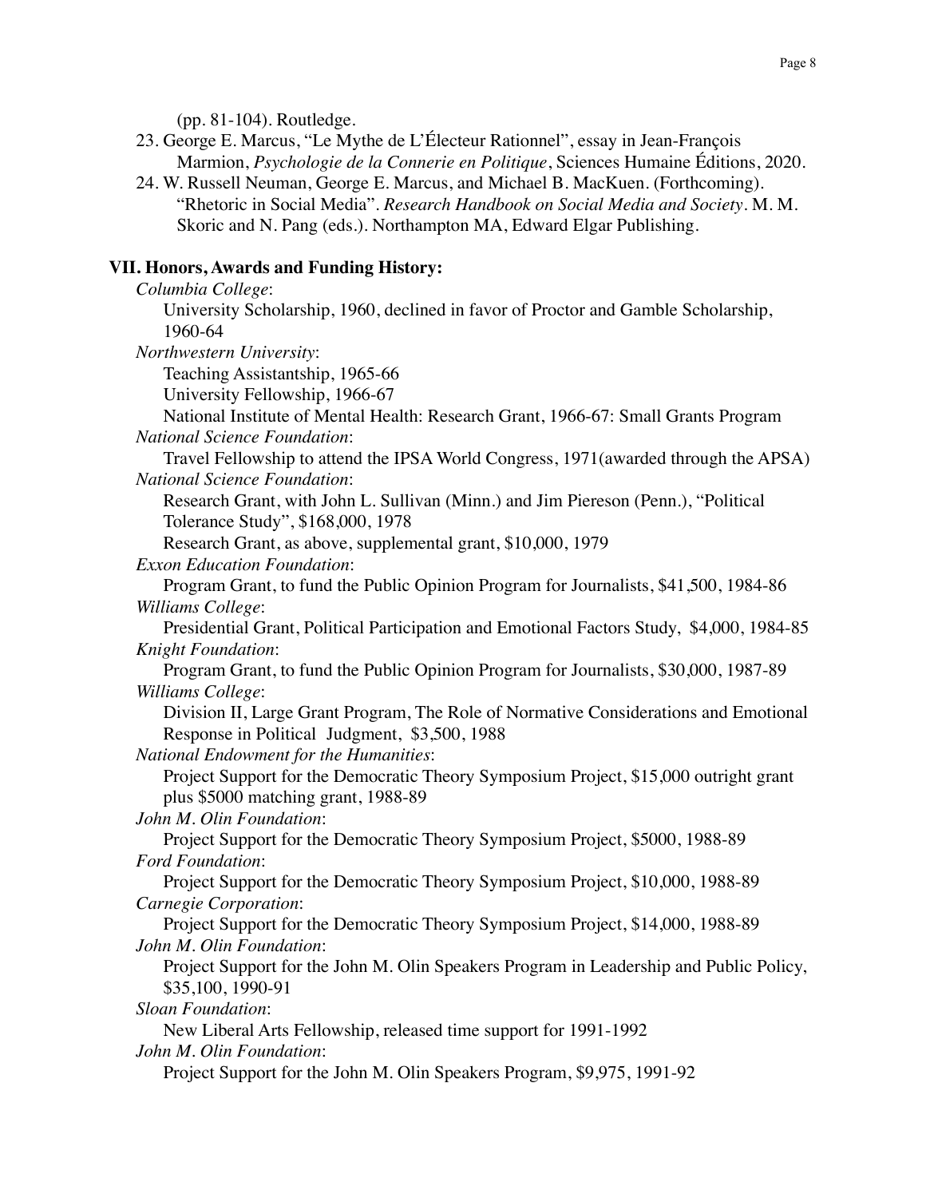(pp. 81-104). Routledge.

23. George E. Marcus, "Le Mythe de L'Électeur Rationnel", essay in Jean-François Marmion, *Psychologie de la Connerie en Politique*, Sciences Humaine Éditions, 2020.
24. W. Russell Neuman, George E. Marcus, and Michael B. MacKuen. (Forthcoming). "Rhetoric in Social Media". *Research Handbook on Social Media and Society*. M. M. Skoric and N. Pang (eds.). Northampton MA, Edward Elgar Publishing.

## VII. Honors, Awards and Funding History:

*Columbia College*:
University Scholarship, 1960, declined in favor of Proctor and Gamble Scholarship, 1960-64

*Northwestern University*:
Teaching Assistantship, 1965-66
University Fellowship, 1966-67
National Institute of Mental Health: Research Grant, 1966-67: Small Grants Program

*National Science Foundation*:
Travel Fellowship to attend the IPSA World Congress, 1971(awarded through the APSA)

*National Science Foundation*:
Research Grant, with John L. Sullivan (Minn.) and Jim Piereson (Penn.), "Political Tolerance Study", $168,000, 1978
Research Grant, as above, supplemental grant, $10,000, 1979

*Exxon Education Foundation*:
Program Grant, to fund the Public Opinion Program for Journalists, $41,500, 1984-86

*Williams College*:
Presidential Grant, Political Participation and Emotional Factors Study, $4,000, 1984-85

*Knight Foundation*:
Program Grant, to fund the Public Opinion Program for Journalists, $30,000, 1987-89

*Williams College*:
Division II, Large Grant Program, The Role of Normative Considerations and Emotional Response in Political Judgment, $3,500, 1988

*National Endowment for the Humanities*:
Project Support for the Democratic Theory Symposium Project, $15,000 outright grant plus $5000 matching grant, 1988-89

*John M. Olin Foundation*:
Project Support for the Democratic Theory Symposium Project, $5000, 1988-89

*Ford Foundation*:
Project Support for the Democratic Theory Symposium Project, $10,000, 1988-89

*Carnegie Corporation*:
Project Support for the Democratic Theory Symposium Project, $14,000, 1988-89

*John M. Olin Foundation*:
Project Support for the John M. Olin Speakers Program in Leadership and Public Policy, $35,100, 1990-91

*Sloan Foundation*:
New Liberal Arts Fellowship, released time support for 1991-1992

*John M. Olin Foundation*:
Project Support for the John M. Olin Speakers Program, $9,975, 1991-92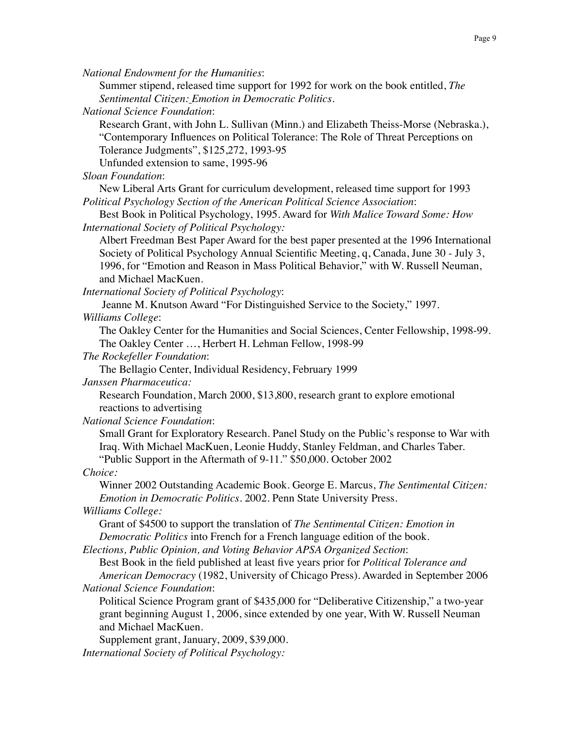*National Endowment for the Humanities*:

Summer stipend, released time support for 1992 for work on the book entitled, *The Sentimental Citizen: Emotion in Democratic Politics*.

*National Science Foundation*:

Research Grant, with John L. Sullivan (Minn.) and Elizabeth Theiss-Morse (Nebraska.), "Contemporary Influences on Political Tolerance: The Role of Threat Perceptions on Tolerance Judgments", $125,272, 1993-95

Unfunded extension to same, 1995-96

*Sloan Foundation*:

New Liberal Arts Grant for curriculum development, released time support for 1993

*Political Psychology Section of the American Political Science Association*:

Best Book in Political Psychology, 1995. Award for *With Malice Toward Some: How*

*International Society of Political Psychology:*

Albert Freedman Best Paper Award for the best paper presented at the 1996 International Society of Political Psychology Annual Scientific Meeting, q, Canada, June 30 - July 3, 1996, for "Emotion and Reason in Mass Political Behavior," with W. Russell Neuman, and Michael MacKuen.

*International Society of Political Psychology*:

Jeanne M. Knutson Award "For Distinguished Service to the Society," 1997.

*Williams College*:

The Oakley Center for the Humanities and Social Sciences, Center Fellowship, 1998-99.

The Oakley Center …, Herbert H. Lehman Fellow, 1998-99

*The Rockefeller Foundation*:

The Bellagio Center, Individual Residency, February 1999

*Janssen Pharmaceutica:*

Research Foundation, March 2000, $13,800, research grant to explore emotional reactions to advertising

*National Science Foundation*:

Small Grant for Exploratory Research. Panel Study on the Public's response to War with Iraq. With Michael MacKuen, Leonie Huddy, Stanley Feldman, and Charles Taber. "Public Support in the Aftermath of 9-11." $50,000. October 2002

*Choice:*

Winner 2002 Outstanding Academic Book. George E. Marcus, *The Sentimental Citizen: Emotion in Democratic Politics*. 2002. Penn State University Press.

*Williams College:*

Grant of $4500 to support the translation of *The Sentimental Citizen: Emotion in Democratic Politics* into French for a French language edition of the book.

*Elections, Public Opinion, and Voting Behavior APSA Organized Section*:

Best Book in the field published at least five years prior for *Political Tolerance and American Democracy* (1982, University of Chicago Press). Awarded in September 2006

*National Science Foundation*:

Political Science Program grant of $435,000 for "Deliberative Citizenship," a two-year grant beginning August 1, 2006, since extended by one year, With W. Russell Neuman and Michael MacKuen.

Supplement grant, January, 2009, $39,000.

*International Society of Political Psychology:*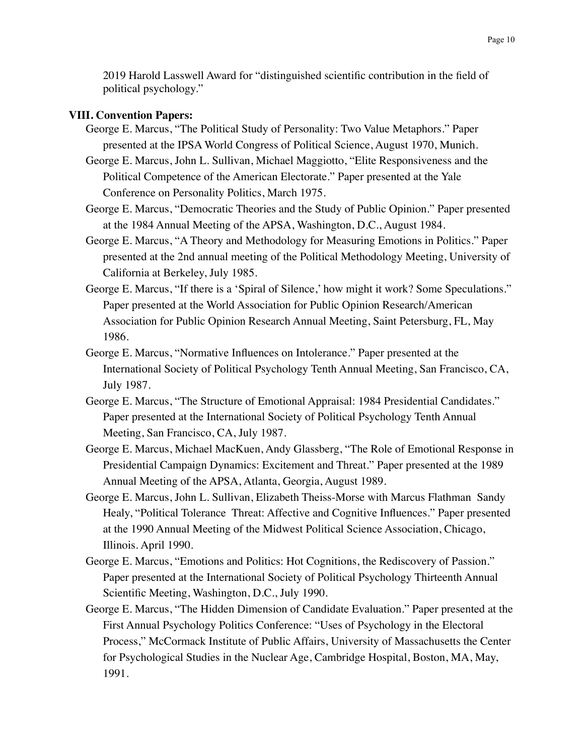2019 Harold Lasswell Award for "distinguished scientific contribution in the field of political psychology."

**VIII. Convention Papers:**

George E. Marcus, "The Political Study of Personality: Two Value Metaphors." Paper presented at the IPSA World Congress of Political Science, August 1970, Munich.

George E. Marcus, John L. Sullivan, Michael Maggiotto, "Elite Responsiveness and the Political Competence of the American Electorate." Paper presented at the Yale Conference on Personality Politics, March 1975.

George E. Marcus, "Democratic Theories and the Study of Public Opinion." Paper presented at the 1984 Annual Meeting of the APSA, Washington, D.C., August 1984.

George E. Marcus, "A Theory and Methodology for Measuring Emotions in Politics." Paper presented at the 2nd annual meeting of the Political Methodology Meeting, University of California at Berkeley, July 1985.

George E. Marcus, "If there is a 'Spiral of Silence,' how might it work? Some Speculations." Paper presented at the World Association for Public Opinion Research/American Association for Public Opinion Research Annual Meeting, Saint Petersburg, FL, May 1986.

George E. Marcus, "Normative Influences on Intolerance." Paper presented at the International Society of Political Psychology Tenth Annual Meeting, San Francisco, CA, July 1987.

George E. Marcus, "The Structure of Emotional Appraisal: 1984 Presidential Candidates." Paper presented at the International Society of Political Psychology Tenth Annual Meeting, San Francisco, CA, July 1987.

George E. Marcus, Michael MacKuen, Andy Glassberg, "The Role of Emotional Response in Presidential Campaign Dynamics: Excitement and Threat." Paper presented at the 1989 Annual Meeting of the APSA, Atlanta, Georgia, August 1989.

George E. Marcus, John L. Sullivan, Elizabeth Theiss-Morse with Marcus Flathman Sandy Healy, "Political Tolerance Threat: Affective and Cognitive Influences." Paper presented at the 1990 Annual Meeting of the Midwest Political Science Association, Chicago, Illinois. April 1990.

George E. Marcus, "Emotions and Politics: Hot Cognitions, the Rediscovery of Passion." Paper presented at the International Society of Political Psychology Thirteenth Annual Scientific Meeting, Washington, D.C., July 1990.

George E. Marcus, "The Hidden Dimension of Candidate Evaluation." Paper presented at the First Annual Psychology Politics Conference: "Uses of Psychology in the Electoral Process," McCormack Institute of Public Affairs, University of Massachusetts the Center for Psychological Studies in the Nuclear Age, Cambridge Hospital, Boston, MA, May, 1991.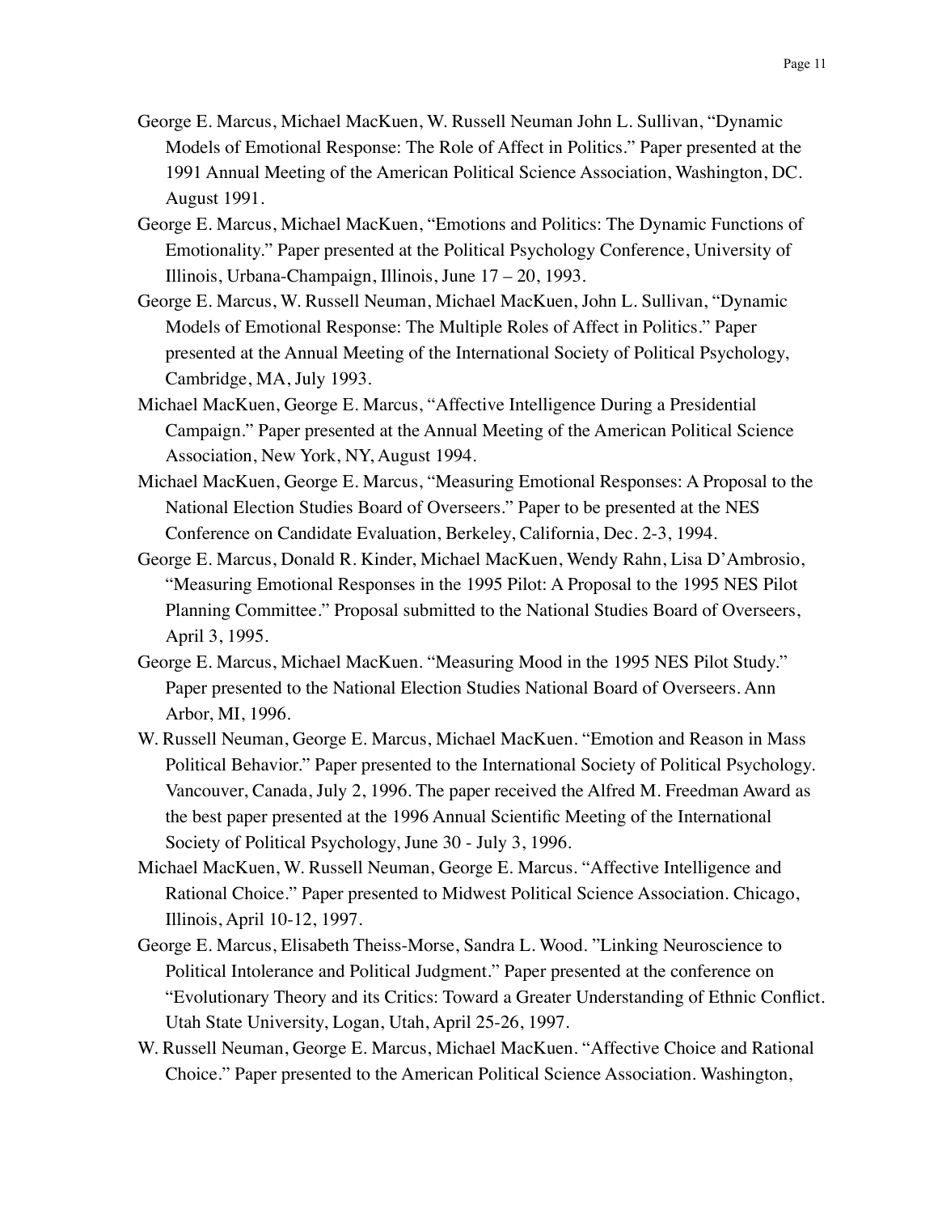George E. Marcus, Michael MacKuen, W. Russell Neuman John L. Sullivan, "Dynamic Models of Emotional Response: The Role of Affect in Politics." Paper presented at the 1991 Annual Meeting of the American Political Science Association, Washington, DC. August 1991.

George E. Marcus, Michael MacKuen, "Emotions and Politics: The Dynamic Functions of Emotionality." Paper presented at the Political Psychology Conference, University of Illinois, Urbana-Champaign, Illinois, June 17 – 20, 1993.

George E. Marcus, W. Russell Neuman, Michael MacKuen, John L. Sullivan, "Dynamic Models of Emotional Response: The Multiple Roles of Affect in Politics." Paper presented at the Annual Meeting of the International Society of Political Psychology, Cambridge, MA, July 1993.

Michael MacKuen, George E. Marcus, "Affective Intelligence During a Presidential Campaign." Paper presented at the Annual Meeting of the American Political Science Association, New York, NY, August 1994.

Michael MacKuen, George E. Marcus, "Measuring Emotional Responses: A Proposal to the National Election Studies Board of Overseers." Paper to be presented at the NES Conference on Candidate Evaluation, Berkeley, California, Dec. 2-3, 1994.

George E. Marcus, Donald R. Kinder, Michael MacKuen, Wendy Rahn, Lisa D'Ambrosio, "Measuring Emotional Responses in the 1995 Pilot: A Proposal to the 1995 NES Pilot Planning Committee." Proposal submitted to the National Studies Board of Overseers, April 3, 1995.

George E. Marcus, Michael MacKuen. "Measuring Mood in the 1995 NES Pilot Study." Paper presented to the National Election Studies National Board of Overseers. Ann Arbor, MI, 1996.

W. Russell Neuman, George E. Marcus, Michael MacKuen. "Emotion and Reason in Mass Political Behavior." Paper presented to the International Society of Political Psychology. Vancouver, Canada, July 2, 1996. The paper received the Alfred M. Freedman Award as the best paper presented at the 1996 Annual Scientific Meeting of the International Society of Political Psychology, June 30 - July 3, 1996.

Michael MacKuen, W. Russell Neuman, George E. Marcus. "Affective Intelligence and Rational Choice." Paper presented to Midwest Political Science Association. Chicago, Illinois, April 10-12, 1997.

George E. Marcus, Elisabeth Theiss-Morse, Sandra L. Wood. "Linking Neuroscience to Political Intolerance and Political Judgment." Paper presented at the conference on "Evolutionary Theory and its Critics: Toward a Greater Understanding of Ethnic Conflict. Utah State University, Logan, Utah, April 25-26, 1997.

W. Russell Neuman, George E. Marcus, Michael MacKuen. "Affective Choice and Rational Choice." Paper presented to the American Political Science Association. Washington,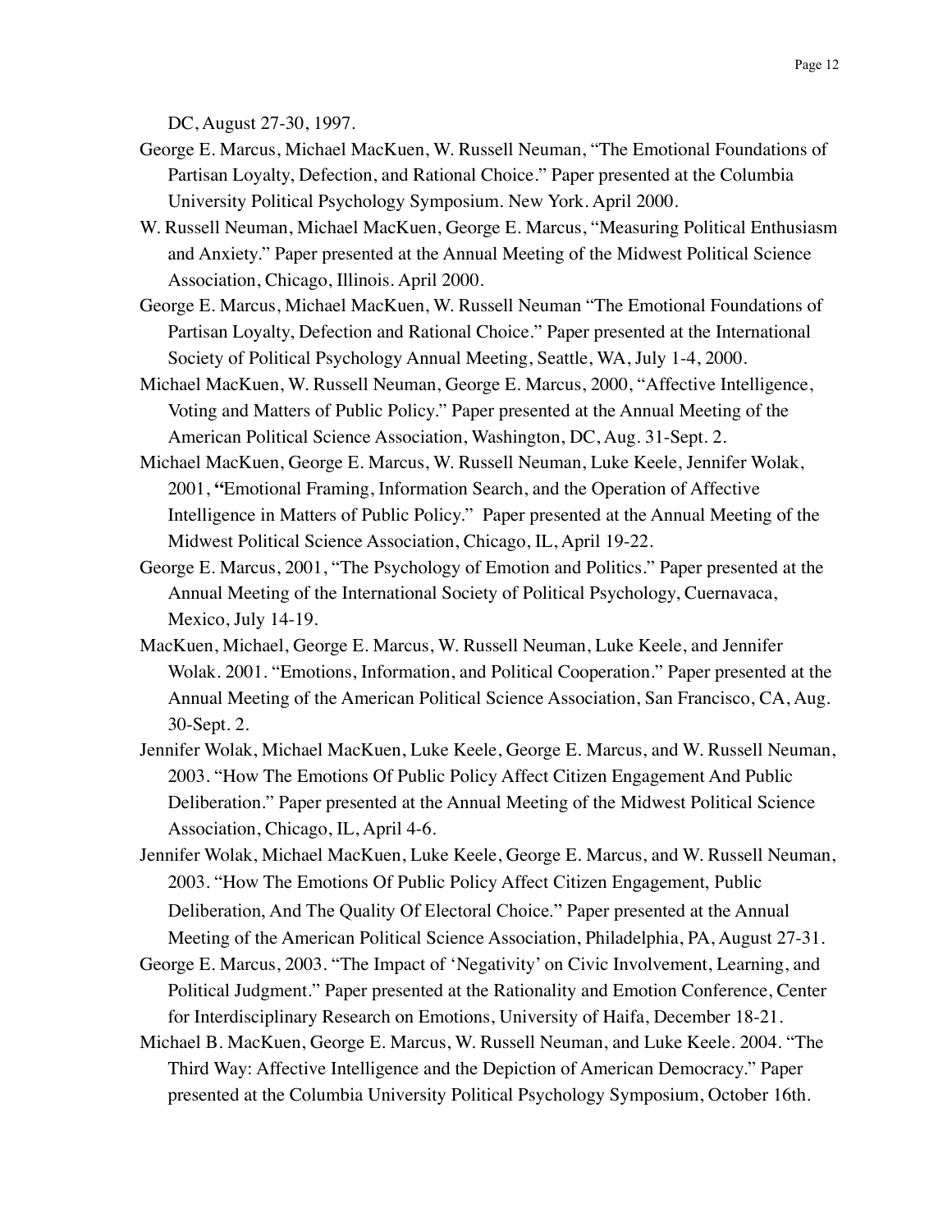DC, August 27-30, 1997.

George E. Marcus, Michael MacKuen, W. Russell Neuman, "The Emotional Foundations of Partisan Loyalty, Defection, and Rational Choice." Paper presented at the Columbia University Political Psychology Symposium. New York. April 2000.

W. Russell Neuman, Michael MacKuen, George E. Marcus, "Measuring Political Enthusiasm and Anxiety." Paper presented at the Annual Meeting of the Midwest Political Science Association, Chicago, Illinois. April 2000.

George E. Marcus, Michael MacKuen, W. Russell Neuman "The Emotional Foundations of Partisan Loyalty, Defection and Rational Choice." Paper presented at the International Society of Political Psychology Annual Meeting, Seattle, WA, July 1-4, 2000.

Michael MacKuen, W. Russell Neuman, George E. Marcus, 2000, "Affective Intelligence, Voting and Matters of Public Policy." Paper presented at the Annual Meeting of the American Political Science Association, Washington, DC, Aug. 31-Sept. 2.

Michael MacKuen, George E. Marcus, W. Russell Neuman, Luke Keele, Jennifer Wolak, 2001, **"**Emotional Framing, Information Search, and the Operation of Affective Intelligence in Matters of Public Policy." Paper presented at the Annual Meeting of the Midwest Political Science Association, Chicago, IL, April 19-22.

George E. Marcus, 2001, "The Psychology of Emotion and Politics." Paper presented at the Annual Meeting of the International Society of Political Psychology, Cuernavaca, Mexico, July 14-19.

MacKuen, Michael, George E. Marcus, W. Russell Neuman, Luke Keele, and Jennifer Wolak. 2001. "Emotions, Information, and Political Cooperation." Paper presented at the Annual Meeting of the American Political Science Association, San Francisco, CA, Aug. 30-Sept. 2.

Jennifer Wolak, Michael MacKuen, Luke Keele, George E. Marcus, and W. Russell Neuman, 2003. "How The Emotions Of Public Policy Affect Citizen Engagement And Public Deliberation." Paper presented at the Annual Meeting of the Midwest Political Science Association, Chicago, IL, April 4-6.

Jennifer Wolak, Michael MacKuen, Luke Keele, George E. Marcus, and W. Russell Neuman, 2003. "How The Emotions Of Public Policy Affect Citizen Engagement, Public Deliberation, And The Quality Of Electoral Choice." Paper presented at the Annual Meeting of the American Political Science Association, Philadelphia, PA, August 27-31.

George E. Marcus, 2003. "The Impact of 'Negativity' on Civic Involvement, Learning, and Political Judgment." Paper presented at the Rationality and Emotion Conference, Center for Interdisciplinary Research on Emotions, University of Haifa, December 18-21.

Michael B. MacKuen, George E. Marcus, W. Russell Neuman, and Luke Keele. 2004. "The Third Way: Affective Intelligence and the Depiction of American Democracy." Paper presented at the Columbia University Political Psychology Symposium, October 16th.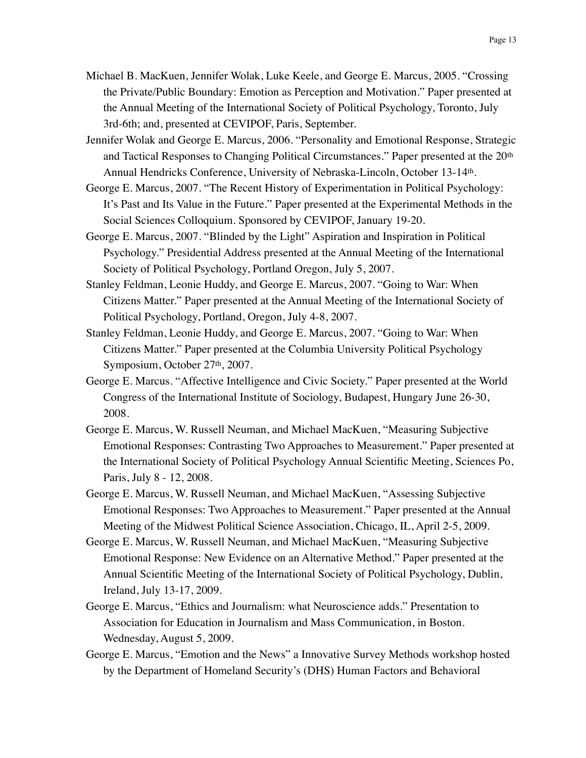Michael B. MacKuen, Jennifer Wolak, Luke Keele, and George E. Marcus, 2005. "Crossing the Private/Public Boundary: Emotion as Perception and Motivation." Paper presented at the Annual Meeting of the International Society of Political Psychology, Toronto, July 3rd-6th; and, presented at CEVIPOF, Paris, September.

Jennifer Wolak and George E. Marcus, 2006. "Personality and Emotional Response, Strategic and Tactical Responses to Changing Political Circumstances." Paper presented at the 20th Annual Hendricks Conference, University of Nebraska-Lincoln, October 13-14th.

George E. Marcus, 2007. "The Recent History of Experimentation in Political Psychology: It's Past and Its Value in the Future." Paper presented at the Experimental Methods in the Social Sciences Colloquium. Sponsored by CEVIPOF, January 19-20.

George E. Marcus, 2007. "Blinded by the Light" Aspiration and Inspiration in Political Psychology." Presidential Address presented at the Annual Meeting of the International Society of Political Psychology, Portland Oregon, July 5, 2007.

Stanley Feldman, Leonie Huddy, and George E. Marcus, 2007. "Going to War: When Citizens Matter." Paper presented at the Annual Meeting of the International Society of Political Psychology, Portland, Oregon, July 4-8, 2007.

Stanley Feldman, Leonie Huddy, and George E. Marcus, 2007. "Going to War: When Citizens Matter." Paper presented at the Columbia University Political Psychology Symposium, October 27th, 2007.

George E. Marcus. "Affective Intelligence and Civic Society." Paper presented at the World Congress of the International Institute of Sociology, Budapest, Hungary June 26-30, 2008.

George E. Marcus, W. Russell Neuman, and Michael MacKuen, "Measuring Subjective Emotional Responses: Contrasting Two Approaches to Measurement." Paper presented at the International Society of Political Psychology Annual Scientific Meeting, Sciences Po, Paris, July 8 - 12, 2008.

George E. Marcus, W. Russell Neuman, and Michael MacKuen, "Assessing Subjective Emotional Responses: Two Approaches to Measurement." Paper presented at the Annual Meeting of the Midwest Political Science Association, Chicago, IL, April 2-5, 2009.

George E. Marcus, W. Russell Neuman, and Michael MacKuen, "Measuring Subjective Emotional Response: New Evidence on an Alternative Method." Paper presented at the Annual Scientific Meeting of the International Society of Political Psychology, Dublin, Ireland, July 13-17, 2009.

George E. Marcus, "Ethics and Journalism: what Neuroscience adds." Presentation to Association for Education in Journalism and Mass Communication, in Boston. Wednesday, August 5, 2009.

George E. Marcus, "Emotion and the News" a Innovative Survey Methods workshop hosted by the Department of Homeland Security's (DHS) Human Factors and Behavioral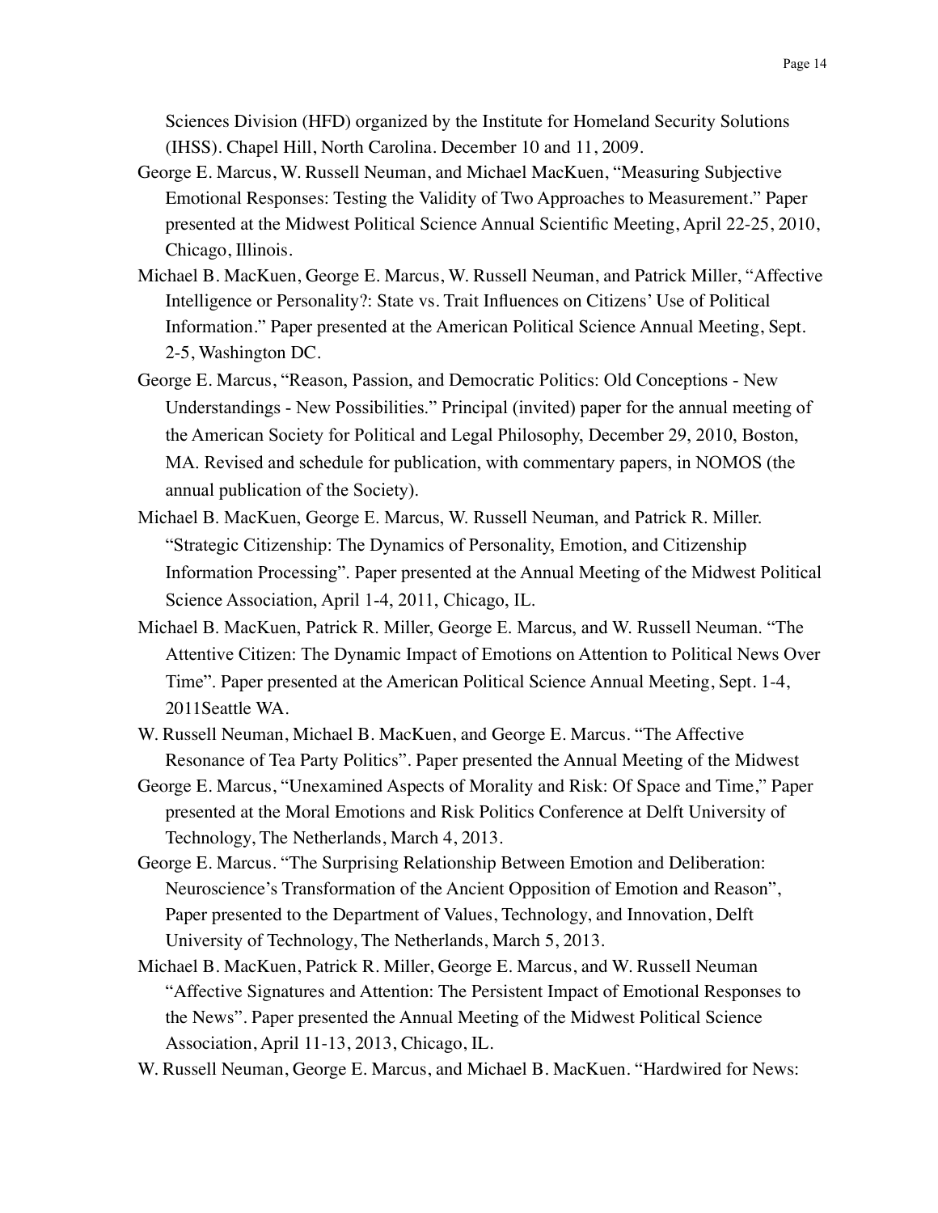Sciences Division (HFD) organized by the Institute for Homeland Security Solutions (IHSS). Chapel Hill, North Carolina. December 10 and 11, 2009.

George E. Marcus, W. Russell Neuman, and Michael MacKuen, "Measuring Subjective Emotional Responses: Testing the Validity of Two Approaches to Measurement." Paper presented at the Midwest Political Science Annual Scientific Meeting, April 22-25, 2010, Chicago, Illinois.

Michael B. MacKuen, George E. Marcus, W. Russell Neuman, and Patrick Miller, "Affective Intelligence or Personality?: State vs. Trait Influences on Citizens' Use of Political Information." Paper presented at the American Political Science Annual Meeting, Sept. 2-5, Washington DC.

George E. Marcus, "Reason, Passion, and Democratic Politics: Old Conceptions - New Understandings - New Possibilities." Principal (invited) paper for the annual meeting of the American Society for Political and Legal Philosophy, December 29, 2010, Boston, MA. Revised and schedule for publication, with commentary papers, in NOMOS (the annual publication of the Society).

Michael B. MacKuen, George E. Marcus, W. Russell Neuman, and Patrick R. Miller. "Strategic Citizenship: The Dynamics of Personality, Emotion, and Citizenship Information Processing". Paper presented at the Annual Meeting of the Midwest Political Science Association, April 1-4, 2011, Chicago, IL.

Michael B. MacKuen, Patrick R. Miller, George E. Marcus, and W. Russell Neuman. "The Attentive Citizen: The Dynamic Impact of Emotions on Attention to Political News Over Time". Paper presented at the American Political Science Annual Meeting, Sept. 1-4, 2011Seattle WA.

W. Russell Neuman, Michael B. MacKuen, and George E. Marcus. "The Affective Resonance of Tea Party Politics". Paper presented the Annual Meeting of the Midwest

George E. Marcus, "Unexamined Aspects of Morality and Risk: Of Space and Time," Paper presented at the Moral Emotions and Risk Politics Conference at Delft University of Technology, The Netherlands, March 4, 2013.

George E. Marcus. "The Surprising Relationship Between Emotion and Deliberation: Neuroscience's Transformation of the Ancient Opposition of Emotion and Reason", Paper presented to the Department of Values, Technology, and Innovation, Delft University of Technology, The Netherlands, March 5, 2013.

Michael B. MacKuen, Patrick R. Miller, George E. Marcus, and W. Russell Neuman "Affective Signatures and Attention: The Persistent Impact of Emotional Responses to the News". Paper presented the Annual Meeting of the Midwest Political Science Association, April 11-13, 2013, Chicago, IL.

W. Russell Neuman, George E. Marcus, and Michael B. MacKuen. "Hardwired for News: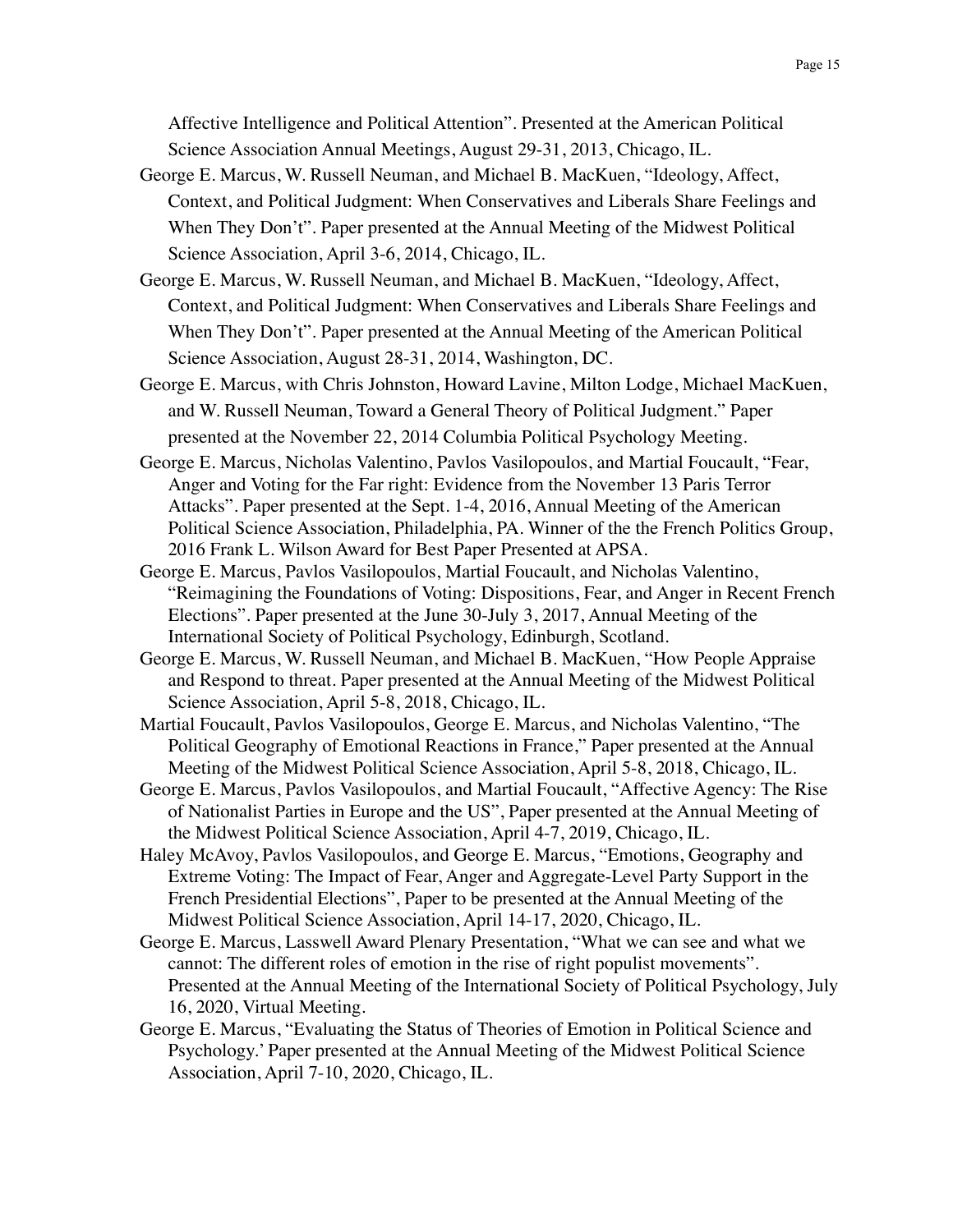Affective Intelligence and Political Attention". Presented at the American Political Science Association Annual Meetings, August 29-31, 2013, Chicago, IL.

George E. Marcus, W. Russell Neuman, and Michael B. MacKuen, "Ideology, Affect, Context, and Political Judgment: When Conservatives and Liberals Share Feelings and When They Don't". Paper presented at the Annual Meeting of the Midwest Political Science Association, April 3-6, 2014, Chicago, IL.

George E. Marcus, W. Russell Neuman, and Michael B. MacKuen, "Ideology, Affect, Context, and Political Judgment: When Conservatives and Liberals Share Feelings and When They Don't". Paper presented at the Annual Meeting of the American Political Science Association, August 28-31, 2014, Washington, DC.

George E. Marcus, with Chris Johnston, Howard Lavine, Milton Lodge, Michael MacKuen, and W. Russell Neuman, Toward a General Theory of Political Judgment." Paper presented at the November 22, 2014 Columbia Political Psychology Meeting.

George E. Marcus, Nicholas Valentino, Pavlos Vasilopoulos, and Martial Foucault, "Fear, Anger and Voting for the Far right: Evidence from the November 13 Paris Terror Attacks". Paper presented at the Sept. 1-4, 2016, Annual Meeting of the American Political Science Association, Philadelphia, PA. Winner of the the French Politics Group, 2016 Frank L. Wilson Award for Best Paper Presented at APSA.

George E. Marcus, Pavlos Vasilopoulos, Martial Foucault, and Nicholas Valentino, "Reimagining the Foundations of Voting: Dispositions, Fear, and Anger in Recent French Elections". Paper presented at the June 30-July 3, 2017, Annual Meeting of the International Society of Political Psychology, Edinburgh, Scotland.

George E. Marcus, W. Russell Neuman, and Michael B. MacKuen, "How People Appraise and Respond to threat. Paper presented at the Annual Meeting of the Midwest Political Science Association, April 5-8, 2018, Chicago, IL.

Martial Foucault, Pavlos Vasilopoulos, George E. Marcus, and Nicholas Valentino, "The Political Geography of Emotional Reactions in France," Paper presented at the Annual Meeting of the Midwest Political Science Association, April 5-8, 2018, Chicago, IL.

George E. Marcus, Pavlos Vasilopoulos, and Martial Foucault, "Affective Agency: The Rise of Nationalist Parties in Europe and the US", Paper presented at the Annual Meeting of the Midwest Political Science Association, April 4-7, 2019, Chicago, IL.

Haley McAvoy, Pavlos Vasilopoulos, and George E. Marcus, "Emotions, Geography and Extreme Voting: The Impact of Fear, Anger and Aggregate-Level Party Support in the French Presidential Elections", Paper to be presented at the Annual Meeting of the Midwest Political Science Association, April 14-17, 2020, Chicago, IL.

George E. Marcus, Lasswell Award Plenary Presentation, "What we can see and what we cannot: The different roles of emotion in the rise of right populist movements". Presented at the Annual Meeting of the International Society of Political Psychology, July 16, 2020, Virtual Meeting.

George E. Marcus, "Evaluating the Status of Theories of Emotion in Political Science and Psychology.' Paper presented at the Annual Meeting of the Midwest Political Science Association, April 7-10, 2020, Chicago, IL.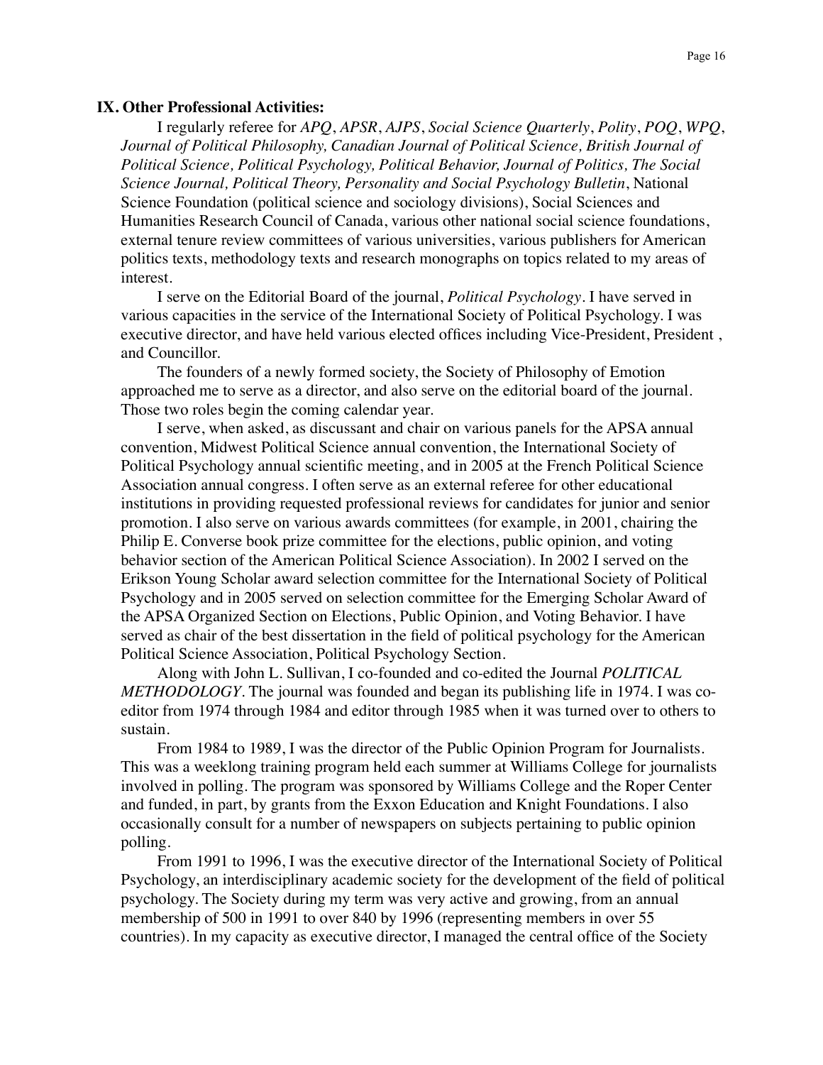**IX. Other Professional Activities:**

I regularly referee for *APQ*, *APSR*, *AJPS*, *Social Science Quarterly*, *Polity*, *POQ*, *WPQ*, *Journal of Political Philosophy, Canadian Journal of Political Science, British Journal of Political Science, Political Psychology, Political Behavior, Journal of Politics, The Social Science Journal, Political Theory, Personality and Social Psychology Bulletin*, National Science Foundation (political science and sociology divisions), Social Sciences and Humanities Research Council of Canada, various other national social science foundations, external tenure review committees of various universities, various publishers for American politics texts, methodology texts and research monographs on topics related to my areas of interest.

I serve on the Editorial Board of the journal, *Political Psychology*. I have served in various capacities in the service of the International Society of Political Psychology. I was executive director, and have held various elected offices including Vice-President, President , and Councillor.

The founders of a newly formed society, the Society of Philosophy of Emotion approached me to serve as a director, and also serve on the editorial board of the journal. Those two roles begin the coming calendar year.

I serve, when asked, as discussant and chair on various panels for the APSA annual convention, Midwest Political Science annual convention, the International Society of Political Psychology annual scientific meeting, and in 2005 at the French Political Science Association annual congress. I often serve as an external referee for other educational institutions in providing requested professional reviews for candidates for junior and senior promotion. I also serve on various awards committees (for example, in 2001, chairing the Philip E. Converse book prize committee for the elections, public opinion, and voting behavior section of the American Political Science Association). In 2002 I served on the Erikson Young Scholar award selection committee for the International Society of Political Psychology and in 2005 served on selection committee for the Emerging Scholar Award of the APSA Organized Section on Elections, Public Opinion, and Voting Behavior. I have served as chair of the best dissertation in the field of political psychology for the American Political Science Association, Political Psychology Section.

Along with John L. Sullivan, I co-founded and co-edited the Journal *POLITICAL METHODOLOGY*. The journal was founded and began its publishing life in 1974. I was co-editor from 1974 through 1984 and editor through 1985 when it was turned over to others to sustain.

From 1984 to 1989, I was the director of the Public Opinion Program for Journalists. This was a weeklong training program held each summer at Williams College for journalists involved in polling. The program was sponsored by Williams College and the Roper Center and funded, in part, by grants from the Exxon Education and Knight Foundations. I also occasionally consult for a number of newspapers on subjects pertaining to public opinion polling.

From 1991 to 1996, I was the executive director of the International Society of Political Psychology, an interdisciplinary academic society for the development of the field of political psychology. The Society during my term was very active and growing, from an annual membership of 500 in 1991 to over 840 by 1996 (representing members in over 55 countries). In my capacity as executive director, I managed the central office of the Society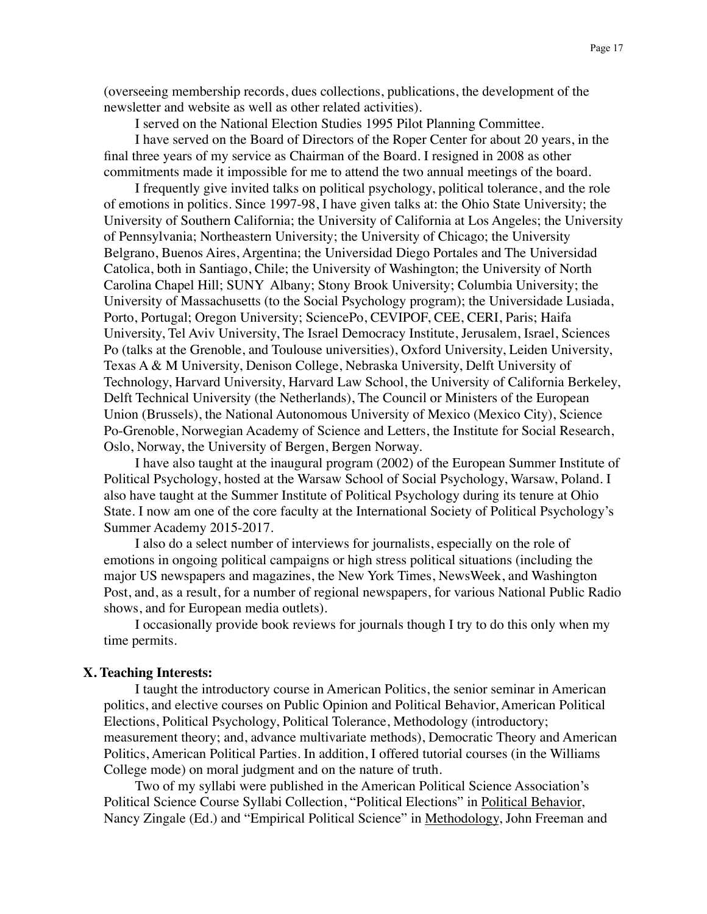(overseeing membership records, dues collections, publications, the development of the newsletter and website as well as other related activities).

I served on the National Election Studies 1995 Pilot Planning Committee.

I have served on the Board of Directors of the Roper Center for about 20 years, in the final three years of my service as Chairman of the Board. I resigned in 2008 as other commitments made it impossible for me to attend the two annual meetings of the board.

I frequently give invited talks on political psychology, political tolerance, and the role of emotions in politics. Since 1997-98, I have given talks at: the Ohio State University; the University of Southern California; the University of California at Los Angeles; the University of Pennsylvania; Northeastern University; the University of Chicago; the University Belgrano, Buenos Aires, Argentina; the Universidad Diego Portales and The Universidad Catolica, both in Santiago, Chile; the University of Washington; the University of North Carolina Chapel Hill; SUNY Albany; Stony Brook University; Columbia University; the University of Massachusetts (to the Social Psychology program); the Universidade Lusiada, Porto, Portugal; Oregon University; SciencePo, CEVIPOF, CEE, CERI, Paris; Haifa University, Tel Aviv University, The Israel Democracy Institute, Jerusalem, Israel, Sciences Po (talks at the Grenoble, and Toulouse universities), Oxford University, Leiden University, Texas A & M University, Denison College, Nebraska University, Delft University of Technology, Harvard University, Harvard Law School, the University of California Berkeley, Delft Technical University (the Netherlands), The Council or Ministers of the European Union (Brussels), the National Autonomous University of Mexico (Mexico City), Science Po-Grenoble, Norwegian Academy of Science and Letters, the Institute for Social Research, Oslo, Norway, the University of Bergen, Bergen Norway.

I have also taught at the inaugural program (2002) of the European Summer Institute of Political Psychology, hosted at the Warsaw School of Social Psychology, Warsaw, Poland. I also have taught at the Summer Institute of Political Psychology during its tenure at Ohio State. I now am one of the core faculty at the International Society of Political Psychology's Summer Academy 2015-2017.

I also do a select number of interviews for journalists, especially on the role of emotions in ongoing political campaigns or high stress political situations (including the major US newspapers and magazines, the New York Times, NewsWeek, and Washington Post, and, as a result, for a number of regional newspapers, for various National Public Radio shows, and for European media outlets).

I occasionally provide book reviews for journals though I try to do this only when my time permits.

## X. Teaching Interests:

I taught the introductory course in American Politics, the senior seminar in American politics, and elective courses on Public Opinion and Political Behavior, American Political Elections, Political Psychology, Political Tolerance, Methodology (introductory; measurement theory; and, advance multivariate methods), Democratic Theory and American Politics, American Political Parties. In addition, I offered tutorial courses (in the Williams College mode) on moral judgment and on the nature of truth.

Two of my syllabi were published in the American Political Science Association's Political Science Course Syllabi Collection, "Political Elections" in Political Behavior, Nancy Zingale (Ed.) and "Empirical Political Science" in Methodology, John Freeman and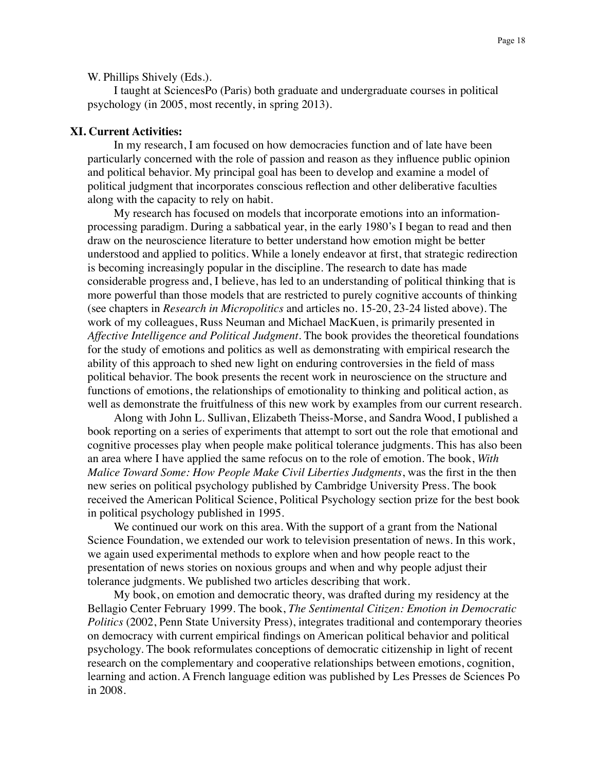W. Phillips Shively (Eds.).

I taught at SciencesPo (Paris) both graduate and undergraduate courses in political psychology (in 2005, most recently, in spring 2013).

**XI. Current Activities:**

In my research, I am focused on how democracies function and of late have been particularly concerned with the role of passion and reason as they influence public opinion and political behavior. My principal goal has been to develop and examine a model of political judgment that incorporates conscious reflection and other deliberative faculties along with the capacity to rely on habit.

My research has focused on models that incorporate emotions into an information-processing paradigm. During a sabbatical year, in the early 1980's I began to read and then draw on the neuroscience literature to better understand how emotion might be better understood and applied to politics. While a lonely endeavor at first, that strategic redirection is becoming increasingly popular in the discipline. The research to date has made considerable progress and, I believe, has led to an understanding of political thinking that is more powerful than those models that are restricted to purely cognitive accounts of thinking (see chapters in *Research in Micropolitics* and articles no. 15-20, 23-24 listed above). The work of my colleagues, Russ Neuman and Michael MacKuen, is primarily presented in *Affective Intelligence and Political Judgment*. The book provides the theoretical foundations for the study of emotions and politics as well as demonstrating with empirical research the ability of this approach to shed new light on enduring controversies in the field of mass political behavior. The book presents the recent work in neuroscience on the structure and functions of emotions, the relationships of emotionality to thinking and political action, as well as demonstrate the fruitfulness of this new work by examples from our current research.

Along with John L. Sullivan, Elizabeth Theiss-Morse, and Sandra Wood, I published a book reporting on a series of experiments that attempt to sort out the role that emotional and cognitive processes play when people make political tolerance judgments. This has also been an area where I have applied the same refocus on to the role of emotion. The book, *With Malice Toward Some: How People Make Civil Liberties Judgments*, was the first in the then new series on political psychology published by Cambridge University Press. The book received the American Political Science, Political Psychology section prize for the best book in political psychology published in 1995.

We continued our work on this area. With the support of a grant from the National Science Foundation, we extended our work to television presentation of news. In this work, we again used experimental methods to explore when and how people react to the presentation of news stories on noxious groups and when and why people adjust their tolerance judgments. We published two articles describing that work.

My book, on emotion and democratic theory, was drafted during my residency at the Bellagio Center February 1999. The book, *The Sentimental Citizen: Emotion in Democratic Politics* (2002, Penn State University Press), integrates traditional and contemporary theories on democracy with current empirical findings on American political behavior and political psychology. The book reformulates conceptions of democratic citizenship in light of recent research on the complementary and cooperative relationships between emotions, cognition, learning and action. A French language edition was published by Les Presses de Sciences Po in 2008.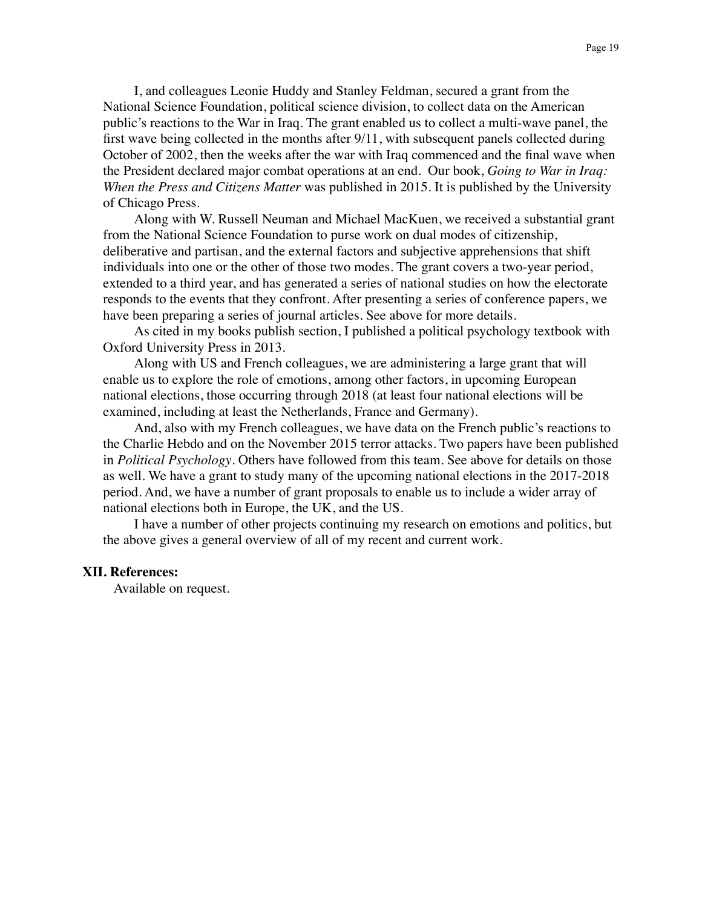I, and colleagues Leonie Huddy and Stanley Feldman, secured a grant from the National Science Foundation, political science division, to collect data on the American public's reactions to the War in Iraq. The grant enabled us to collect a multi-wave panel, the first wave being collected in the months after 9/11, with subsequent panels collected during October of 2002, then the weeks after the war with Iraq commenced and the final wave when the President declared major combat operations at an end. Our book, *Going to War in Iraq: When the Press and Citizens Matter* was published in 2015. It is published by the University of Chicago Press.

Along with W. Russell Neuman and Michael MacKuen, we received a substantial grant from the National Science Foundation to purse work on dual modes of citizenship, deliberative and partisan, and the external factors and subjective apprehensions that shift individuals into one or the other of those two modes. The grant covers a two-year period, extended to a third year, and has generated a series of national studies on how the electorate responds to the events that they confront. After presenting a series of conference papers, we have been preparing a series of journal articles. See above for more details.

As cited in my books publish section, I published a political psychology textbook with Oxford University Press in 2013.

Along with US and French colleagues, we are administering a large grant that will enable us to explore the role of emotions, among other factors, in upcoming European national elections, those occurring through 2018 (at least four national elections will be examined, including at least the Netherlands, France and Germany).

And, also with my French colleagues, we have data on the French public's reactions to the Charlie Hebdo and on the November 2015 terror attacks. Two papers have been published in *Political Psychology*. Others have followed from this team. See above for details on those as well. We have a grant to study many of the upcoming national elections in the 2017-2018 period. And, we have a number of grant proposals to enable us to include a wider array of national elections both in Europe, the UK, and the US.

I have a number of other projects continuing my research on emotions and politics, but the above gives a general overview of all of my recent and current work.

## XII. References:

Available on request.